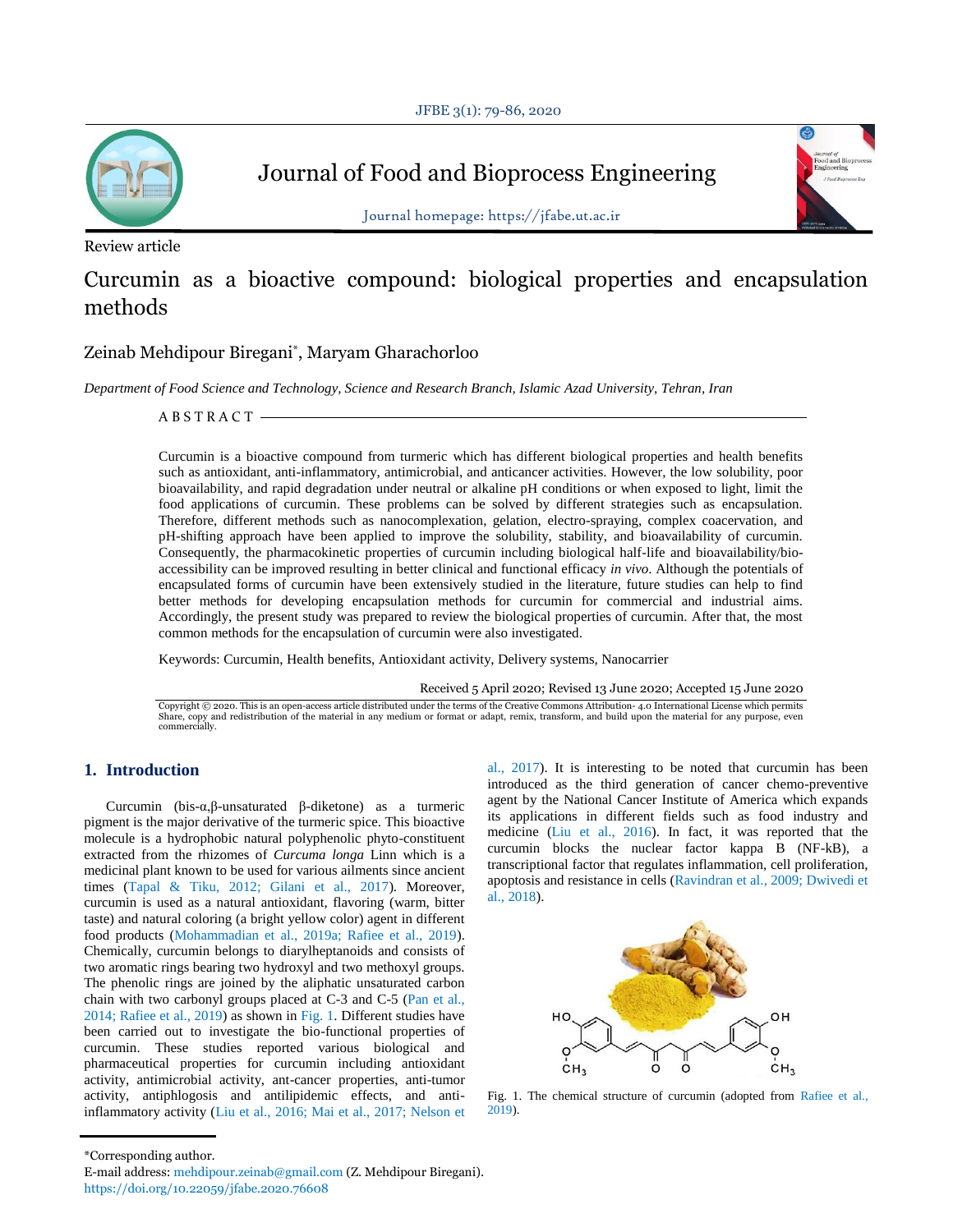Journal of Food and Bioprocess Engineering

Journal homepage: https://jfabe.ut.ac.ir

Review article

# Curcumin as a bioactive compound: biological properties and encapsulation methods

Zeinab Mehdipour Biregani*, Maryam Gharachorloo

*Department of Food Science and Technology, Science and Research Branch, Islamic Azad University, Tehran, Iran*

ABSTRACT

Curcumin is a bioactive compound from turmeric which has different biological properties and health benefits such as antioxidant, anti-inflammatory, antimicrobial, and anticancer activities. However, the low solubility, poor bioavailability, and rapid degradation under neutral or alkaline pH conditions or when exposed to light, limit the food applications of curcumin. These problems can be solved by different strategies such as encapsulation. Therefore, different methods such as nanocomplexation, gelation, electro-spraying, complex coacervation, and pH-shifting approach have been applied to improve the solubility, stability, and bioavailability of curcumin. Consequently, the pharmacokinetic properties of curcumin including biological half-life and bioavailability/bio-accessibility can be improved resulting in better clinical and functional efficacy *in vivo*. Although the potentials of encapsulated forms of curcumin have been extensively studied in the literature, future studies can help to find better methods for developing encapsulation methods for curcumin for commercial and industrial aims. Accordingly, the present study was prepared to review the biological properties of curcumin. After that, the most common methods for the encapsulation of curcumin were also investigated.

Keywords: Curcumin, Health benefits, Antioxidant activity, Delivery systems, Nanocarrier

Received 5 April 2020; Revised 13 June 2020; Accepted 15 June 2020

Copyright © 2020. This is an open-access article distributed under the terms of the Creative Commons Attribution- 4.0 International License which permits Share, copy and redistribution of the material in any medium or format or adapt, remix, transform, and build upon the material for any purpose, even commercially.

## 1. Introduction

Curcumin (bis-α,β-unsaturated β-diketone) as a turmeric pigment is the major derivative of the turmeric spice. This bioactive molecule is a hydrophobic natural polyphenolic phyto-constituent extracted from the rhizomes of *Curcuma longa* Linn which is a medicinal plant known to be used for various ailments since ancient times (Tapal & Tiku, 2012; Gilani et al., 2017). Moreover, curcumin is used as a natural antioxidant, flavoring (warm, bitter taste) and natural coloring (a bright yellow color) agent in different food products (Mohammadian et al., 2019a; Rafiee et al., 2019). Chemically, curcumin belongs to diarylheptanoids and consists of two aromatic rings bearing two hydroxyl and two methoxyl groups. The phenolic rings are joined by the aliphatic unsaturated carbon chain with two carbonyl groups placed at C-3 and C-5 (Pan et al., 2014; Rafiee et al., 2019) as shown in Fig. 1. Different studies have been carried out to investigate the bio-functional properties of curcumin. These studies reported various biological and pharmaceutical properties for curcumin including antioxidant activity, antimicrobial activity, ant-cancer properties, anti-tumor activity, antiphlogosis and antilipidemic effects, and anti-inflammatory activity (Liu et al., 2016; Mai et al., 2017; Nelson et al., 2017). It is interesting to be noted that curcumin has been introduced as the third generation of cancer chemo-preventive agent by the National Cancer Institute of America which expands its applications in different fields such as food industry and medicine (Liu et al., 2016). In fact, it was reported that the curcumin blocks the nuclear factor kappa B (NF-kB), a transcriptional factor that regulates inflammation, cell proliferation, apoptosis and resistance in cells (Ravindran et al., 2009; Dwivedi et al., 2018).

Fig. 1. The chemical structure of curcumin (adopted from Rafiee et al., 2019).

*Corresponding author.
E-mail address: mehdipour.zeinab@gmail.com (Z. Mehdipour Biregani).
https://doi.org/10.22059/jfabe.2020.76608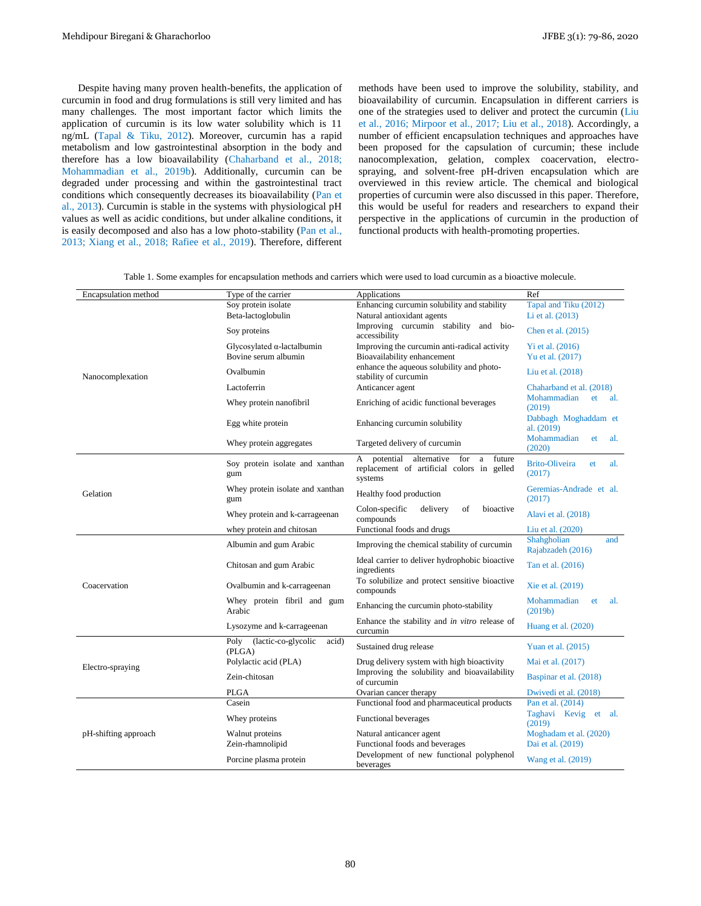Despite having many proven health-benefits, the application of curcumin in food and drug formulations is still very limited and has many challenges. The most important factor which limits the application of curcumin is its low water solubility which is 11 ng/mL (Tapal & Tiku, 2012). Moreover, curcumin has a rapid metabolism and low gastrointestinal absorption in the body and therefore has a low bioavailability (Chaharband et al., 2018; Mohammadian et al., 2019b). Additionally, curcumin can be degraded under processing and within the gastrointestinal tract conditions which consequently decreases its bioavailability (Pan et al., 2013). Curcumin is stable in the systems with physiological pH values as well as acidic conditions, but under alkaline conditions, it is easily decomposed and also has a low photo-stability (Pan et al., 2013; Xiang et al., 2018; Rafiee et al., 2019). Therefore, different methods have been used to improve the solubility, stability, and bioavailability of curcumin. Encapsulation in different carriers is one of the strategies used to deliver and protect the curcumin (Liu et al., 2016; Mirpoor et al., 2017; Liu et al., 2018). Accordingly, a number of efficient encapsulation techniques and approaches have been proposed for the capsulation of curcumin; these include nanocomplexation, gelation, complex coacervation, electro-spraying, and solvent-free pH-driven encapsulation which are overviewed in this review article. The chemical and biological properties of curcumin were also discussed in this paper. Therefore, this would be useful for readers and researchers to expand their perspective in the applications of curcumin in the production of functional products with health-promoting properties.

Table 1. Some examples for encapsulation methods and carriers which were used to load curcumin as a bioactive molecule.

| Encapsulation method | Type of the carrier | Applications | Ref |
|---|---|---|---|
| Nanocomplexation | Soy protein isolate | Enhancing curcumin solubility and stability | Tapal and Tiku (2012) |
| | Beta-lactoglobulin | Natural antioxidant agents | Li et al. (2013) |
| | Soy proteins | Improving curcumin stability and bio-accessibility | Chen et al. (2015) |
| | Glycosylated α-lactalbumin | Improving the curcumin anti-radical activity | Yi et al. (2016) |
| | Bovine serum albumin | Bioavailability enhancement | Yu et al. (2017) |
| | Ovalbumin | enhance the aqueous solubility and photo-stability of curcumin | Liu et al. (2018) |
| | Lactoferrin | Anticancer agent | Chaharband et al. (2018) |
| | Whey protein nanofibril | Enriching of acidic functional beverages | Mohammadian et al. (2019) |
| | Egg white protein | Enhancing curcumin solubility | Dabbagh Moghaddam et al. (2019) |
| | Whey protein aggregates | Targeted delivery of curcumin | Mohammadian et al. (2020) |
| Gelation | Soy protein isolate and xanthan gum | A potential alternative for a future replacement of artificial colors in gelled systems | Brito-Oliveira et al. (2017) |
| | Whey protein isolate and xanthan gum | Healthy food production | Geremias-Andrade et al. (2017) |
| | Whey protein and k-carrageenan | Colon-specific delivery of bioactive compounds | Alavi et al. (2018) |
| | whey protein and chitosan | Functional foods and drugs | Liu et al. (2020) |
| Coacervation | Albumin and gum Arabic | Improving the chemical stability of curcumin | Shahgholian and Rajabzadeh (2016) |
| | Chitosan and gum Arabic | Ideal carrier to deliver hydrophobic bioactive ingredients | Tan et al. (2016) |
| | Ovalbumin and k-carrageenan | To solubilize and protect sensitive bioactive compounds | Xie et al. (2019) |
| | Whey protein fibril and gum Arabic | Enhancing the curcumin photo-stability | Mohammadian et al. (2019b) |
| | Lysozyme and k-carrageenan | Enhance the stability and *in vitro* release of curcumin | Huang et al. (2020) |
| Electro-spraying | Poly (lactic-co-glycolic acid) (PLGA) | Sustained drug release | Yuan et al. (2015) |
| | Polylactic acid (PLA) | Drug delivery system with high bioactivity | Mai et al. (2017) |
| | Zein-chitosan | Improving the solubility and bioavailability of curcumin | Baspinar et al. (2018) |
| | PLGA | Ovarian cancer therapy | Dwivedi et al. (2018) |
| pH-shifting approach | Casein | Functional food and pharmaceutical products | Pan et al. (2014) |
| | Whey proteins | Functional beverages | Taghavi Kevig et al. (2019) |
| | Walnut proteins | Natural anticancer agent | Moghadam et al. (2020) |
| | Zein-rhamnolipid | Functional foods and beverages | Dai et al. (2019) |
| | Porcine plasma protein | Development of new functional polyphenol beverages | Wang et al. (2019) |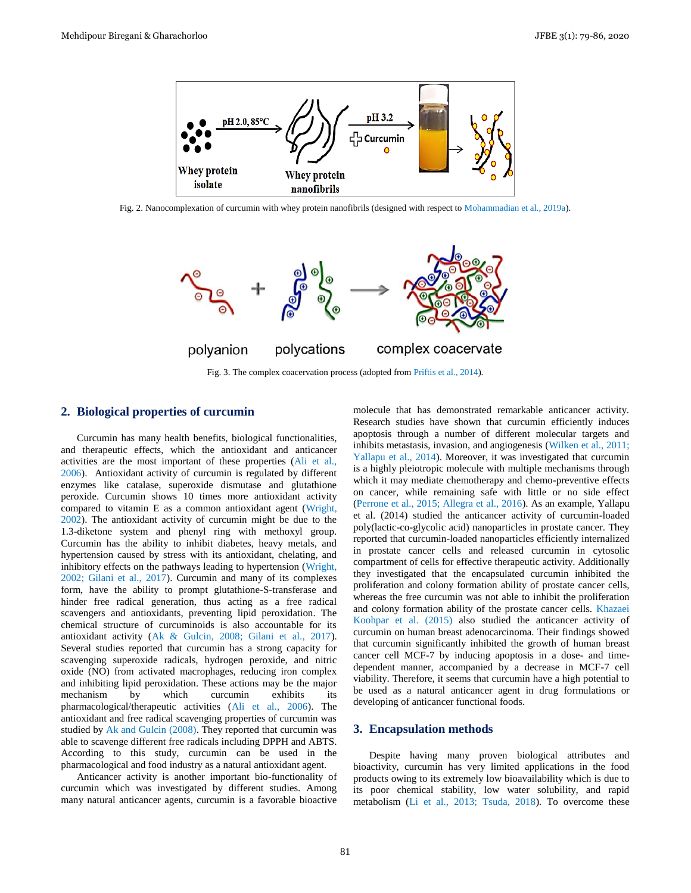Fig. 2. Nanocomplexation of curcumin with whey protein nanofibrils (designed with respect to Mohammadian et al., 2019a).

Fig. 3. The complex coacervation process (adopted from Priftis et al., 2014).

## 2. Biological properties of curcumin

Curcumin has many health benefits, biological functionalities, and therapeutic effects, which the antioxidant and anticancer activities are the most important of these properties (Ali et al., 2006). Antioxidant activity of curcumin is regulated by different enzymes like catalase, superoxide dismutase and glutathione peroxide. Curcumin shows 10 times more antioxidant activity compared to vitamin E as a common antioxidant agent (Wright, 2002). The antioxidant activity of curcumin might be due to the 1.3-diketone system and phenyl ring with methoxyl group. Curcumin has the ability to inhibit diabetes, heavy metals, and hypertension caused by stress with its antioxidant, chelating, and inhibitory effects on the pathways leading to hypertension (Wright, 2002; Gilani et al., 2017). Curcumin and many of its complexes form, have the ability to prompt glutathione-S-transferase and hinder free radical generation, thus acting as a free radical scavengers and antioxidants, preventing lipid peroxidation. The chemical structure of curcuminoids is also accountable for its antioxidant activity (Ak & Gulcin, 2008; Gilani et al., 2017). Several studies reported that curcumin has a strong capacity for scavenging superoxide radicals, hydrogen peroxide, and nitric oxide (NO) from activated macrophages, reducing iron complex and inhibiting lipid peroxidation. These actions may be the major mechanism by which curcumin exhibits its pharmacological/therapeutic activities (Ali et al., 2006). The antioxidant and free radical scavenging properties of curcumin was studied by Ak and Gulcin (2008). They reported that curcumin was able to scavenge different free radicals including DPPH and ABTS. According to this study, curcumin can be used in the pharmacological and food industry as a natural antioxidant agent.

Anticancer activity is another important bio-functionality of curcumin which was investigated by different studies. Among many natural anticancer agents, curcumin is a favorable bioactive molecule that has demonstrated remarkable anticancer activity. Research studies have shown that curcumin efficiently induces apoptosis through a number of different molecular targets and inhibits metastasis, invasion, and angiogenesis (Wilken et al., 2011; Yallapu et al., 2014). Moreover, it was investigated that curcumin is a highly pleiotropic molecule with multiple mechanisms through which it may mediate chemotherapy and chemo-preventive effects on cancer, while remaining safe with little or no side effect (Perrone et al., 2015; Allegra et al., 2016). As an example, Yallapu et al. (2014) studied the anticancer activity of curcumin-loaded poly(lactic-co-glycolic acid) nanoparticles in prostate cancer. They reported that curcumin-loaded nanoparticles efficiently internalized in prostate cancer cells and released curcumin in cytosolic compartment of cells for effective therapeutic activity. Additionally they investigated that the encapsulated curcumin inhibited the proliferation and colony formation ability of prostate cancer cells, whereas the free curcumin was not able to inhibit the proliferation and colony formation ability of the prostate cancer cells. Khazaei Koohpar et al. (2015) also studied the anticancer activity of curcumin on human breast adenocarcinoma. Their findings showed that curcumin significantly inhibited the growth of human breast cancer cell MCF-7 by inducing apoptosis in a dose- and time-dependent manner, accompanied by a decrease in MCF-7 cell viability. Therefore, it seems that curcumin have a high potential to be used as a natural anticancer agent in drug formulations or developing of anticancer functional foods.

## 3. Encapsulation methods

Despite having many proven biological attributes and bioactivity, curcumin has very limited applications in the food products owing to its extremely low bioavailability which is due to its poor chemical stability, low water solubility, and rapid metabolism (Li et al., 2013; Tsuda, 2018). To overcome these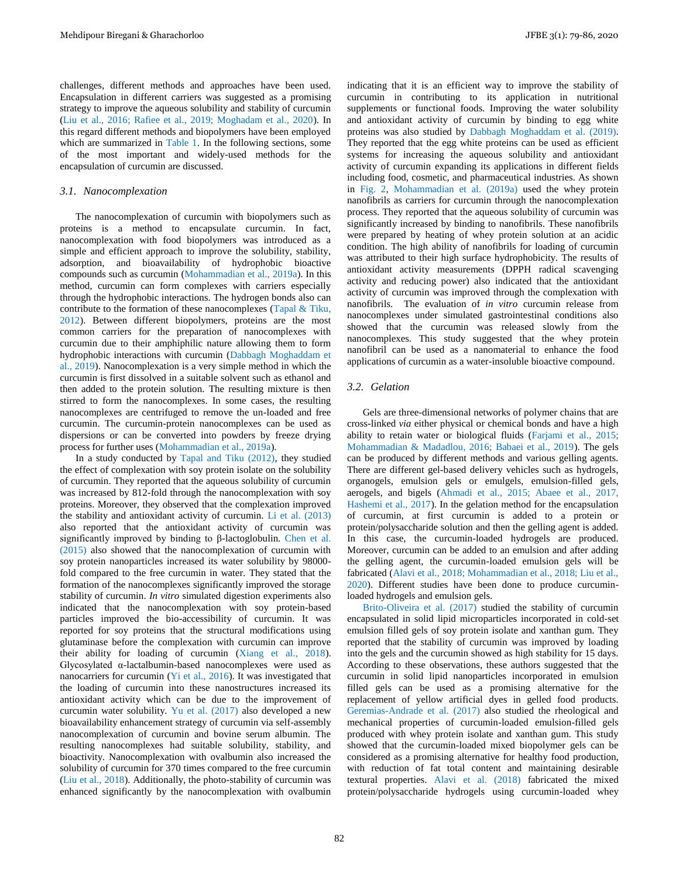challenges, different methods and approaches have been used. Encapsulation in different carriers was suggested as a promising strategy to improve the aqueous solubility and stability of curcumin (Liu et al., 2016; Rafiee et al., 2019; Moghadam et al., 2020). In this regard different methods and biopolymers have been employed which are summarized in Table 1. In the following sections, some of the most important and widely-used methods for the encapsulation of curcumin are discussed.

### 3.1. Nanocomplexation

The nanocomplexation of curcumin with biopolymers such as proteins is a method to encapsulate curcumin. In fact, nanocomplexation with food biopolymers was introduced as a simple and efficient approach to improve the solubility, stability, adsorption, and bioavailability of hydrophobic bioactive compounds such as curcumin (Mohammadian et al., 2019a). In this method, curcumin can form complexes with carriers especially through the hydrophobic interactions. The hydrogen bonds also can contribute to the formation of these nanocomplexes (Tapal & Tiku, 2012). Between different biopolymers, proteins are the most common carriers for the preparation of nanocomplexes with curcumin due to their amphiphilic nature allowing them to form hydrophobic interactions with curcumin (Dabbagh Moghaddam et al., 2019). Nanocomplexation is a very simple method in which the curcumin is first dissolved in a suitable solvent such as ethanol and then added to the protein solution. The resulting mixture is then stirred to form the nanocomplexes. In some cases, the resulting nanocomplexes are centrifuged to remove the un-loaded and free curcumin. The curcumin-protein nanocomplexes can be used as dispersions or can be converted into powders by freeze drying process for further uses (Mohammadian et al., 2019a).

In a study conducted by Tapal and Tiku (2012), they studied the effect of complexation with soy protein isolate on the solubility of curcumin. They reported that the aqueous solubility of curcumin was increased by 812-fold through the nanocomplexation with soy proteins. Moreover, they observed that the complexation improved the stability and antioxidant activity of curcumin. Li et al. (2013) also reported that the antioxidant activity of curcumin was significantly improved by binding to β-lactoglobulin. Chen et al. (2015) also showed that the nanocomplexation of curcumin with soy protein nanoparticles increased its water solubility by 98000-fold compared to the free curcumin in water. They stated that the formation of the nanocomplexes significantly improved the storage stability of curcumin. *In vitro* simulated digestion experiments also indicated that the nanocomplexation with soy protein-based particles improved the bio-accessibility of curcumin. It was reported for soy proteins that the structural modifications using glutaminase before the complexation with curcumin can improve their ability for loading of curcumin (Xiang et al., 2018). Glycosylated α-lactalbumin-based nanocomplexes were used as nanocarriers for curcumin (Yi et al., 2016). It was investigated that the loading of curcumin into these nanostructures increased its antioxidant activity which can be due to the improvement of curcumin water solubility. Yu et al. (2017) also developed a new bioavailability enhancement strategy of curcumin via self-assembly nanocomplexation of curcumin and bovine serum albumin. The resulting nanocomplexes had suitable solubility, stability, and bioactivity. Nanocomplexation with ovalbumin also increased the solubility of curcumin for 370 times compared to the free curcumin (Liu et al., 2018). Additionally, the photo-stability of curcumin was enhanced significantly by the nanocomplexation with ovalbumin indicating that it is an efficient way to improve the stability of curcumin in contributing to its application in nutritional supplements or functional foods. Improving the water solubility and antioxidant activity of curcumin by binding to egg white proteins was also studied by Dabbagh Moghaddam et al. (2019). They reported that the egg white proteins can be used as efficient systems for increasing the aqueous solubility and antioxidant activity of curcumin expanding its applications in different fields including food, cosmetic, and pharmaceutical industries. As shown in Fig. 2, Mohammadian et al. (2019a) used the whey protein nanofibrils as carriers for curcumin through the nanocomplexation process. They reported that the aqueous solubility of curcumin was significantly increased by binding to nanofibrils. These nanofibrils were prepared by heating of whey protein solution at an acidic condition. The high ability of nanofibrils for loading of curcumin was attributed to their high surface hydrophobicity. The results of antioxidant activity measurements (DPPH radical scavenging activity and reducing power) also indicated that the antioxidant activity of curcumin was improved through the complexation with nanofibrils. The evaluation of *in vitro* curcumin release from nanocomplexes under simulated gastrointestinal conditions also showed that the curcumin was released slowly from the nanocomplexes. This study suggested that the whey protein nanofibril can be used as a nanomaterial to enhance the food applications of curcumin as a water-insoluble bioactive compound.

### 3.2. Gelation

Gels are three-dimensional networks of polymer chains that are cross-linked *via* either physical or chemical bonds and have a high ability to retain water or biological fluids (Farjami et al., 2015; Mohammadian & Madadlou, 2016; Babaei et al., 2019). The gels can be produced by different methods and various gelling agents. There are different gel-based delivery vehicles such as hydrogels, organogels, emulsion gels or emulgels, emulsion-filled gels, aerogels, and bigels (Ahmadi et al., 2015; Abaee et al., 2017, Hashemi et al., 2017). In the gelation method for the encapsulation of curcumin, at first curcumin is added to a protein or protein/polysaccharide solution and then the gelling agent is added. In this case, the curcumin-loaded hydrogels are produced. Moreover, curcumin can be added to an emulsion and after adding the gelling agent, the curcumin-loaded emulsion gels will be fabricated (Alavi et al., 2018; Mohammadian et al., 2018; Liu et al., 2020). Different studies have been done to produce curcumin-loaded hydrogels and emulsion gels.

Brito-Oliveira et al. (2017) studied the stability of curcumin encapsulated in solid lipid microparticles incorporated in cold-set emulsion filled gels of soy protein isolate and xanthan gum. They reported that the stability of curcumin was improved by loading into the gels and the curcumin showed as high stability for 15 days. According to these observations, these authors suggested that the curcumin in solid lipid nanoparticles incorporated in emulsion filled gels can be used as a promising alternative for the replacement of yellow artificial dyes in gelled food products. Geremias-Andrade et al. (2017) also studied the rheological and mechanical properties of curcumin-loaded emulsion-filled gels produced with whey protein isolate and xanthan gum. This study showed that the curcumin-loaded mixed biopolymer gels can be considered as a promising alternative for healthy food production, with reduction of fat total content and maintaining desirable textural properties. Alavi et al. (2018) fabricated the mixed protein/polysaccharide hydrogels using curcumin-loaded whey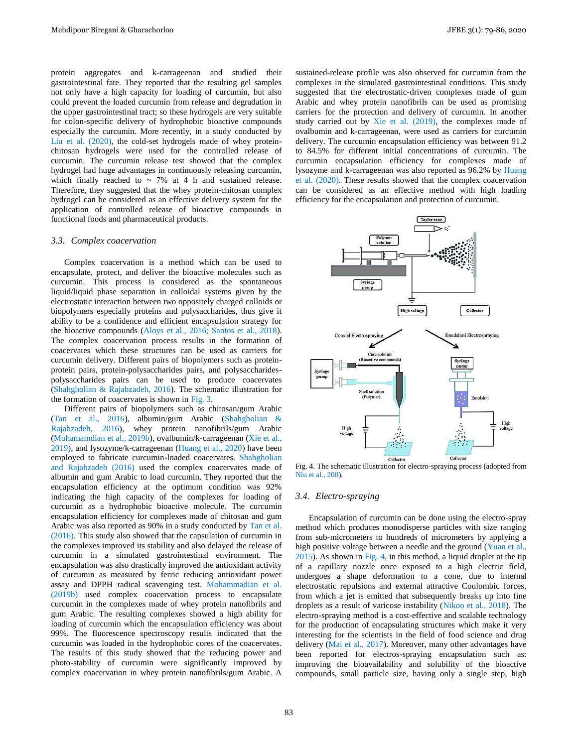protein aggregates and k-carrageenan and studied their gastrointestinal fate. They reported that the resulting gel samples not only have a high capacity for loading of curcumin, but also could prevent the loaded curcumin from release and degradation in the upper gastrointestinal tract; so these hydrogels are very suitable for colon-specific delivery of hydrophobic bioactive compounds especially the curcumin. More recently, in a study conducted by Liu et al. (2020), the cold-set hydrogels made of whey protein-chitosan hydrogels were used for the controlled release of curcumin. The curcumin release test showed that the complex hydrogel had huge advantages in continuously releasing curcumin, which finally reached to ~ 7% at 4 h and sustained release. Therefore, they suggested that the whey protein-chitosan complex hydrogel can be considered as an effective delivery system for the application of controlled release of bioactive compounds in functional foods and pharmaceutical products.

### 3.3. Complex coacervation

Complex coacervation is a method which can be used to encapsulate, protect, and deliver the bioactive molecules such as curcumin. This process is considered as the spontaneous liquid/liquid phase separation in colloidal systems given by the electrostatic interaction between two oppositely charged colloids or biopolymers especially proteins and polysaccharides, thus give it ability to be a confidence and efficient encapsulation strategy for the bioactive compounds (Aloys et al., 2016; Santos et al., 2018). The complex coacervation process results in the formation of coacervates which these structures can be used as carriers for curcumin delivery. Different pairs of biopolymers such as protein-protein pairs, protein-polysaccharides pairs, and polysaccharides-polysaccharides pairs can be used to produce coacervates (Shahgholian & Rajabzadeh, 2016). The schematic illustration for the formation of coacervates is shown in Fig. 3.

Different pairs of biopolymers such as chitosan/gum Arabic (Tan et al., 2016), albumin/gum Arabic (Shahgholian & Rajabzadeh, 2016), whey protein nanofibrils/gum Arabic (Mohamamdian et al., 2019b), ovalbumin/k-carrageenan (Xie et al., 2019), and lysozyme/k-carrageenan (Huang et al., 2020) have been employed to fabricate curcumin-loaded coacervates. Shahgholian and Rajabzadeh (2016) used the complex coacervates made of albumin and gum Arabic to load curcumin. They reported that the encapsulation efficiency at the optimum condition was 92% indicating the high capacity of the complexes for loading of curcumin as a hydrophobic bioactive molecule. The curcumin encapsulation efficiency for complexes made of chitosan and gum Arabic was also reported as 90% in a study conducted by Tan et al. (2016). This study also showed that the capsulation of curcumin in the complexes improved its stability and also delayed the release of curcumin in a simulated gastrointestinal environment. The encapsulation was also drastically improved the antioxidant activity of curcumin as measured by ferric reducing antioxidant power assay and DPPH radical scavenging test. Mohammadian et al. (2019b) used complex coacervation process to encapsulate curcumin in the complexes made of whey protein nanofibrils and gum Arabic. The resulting complexes showed a high ability for loading of curcumin which the encapsulation efficiency was about 99%. The fluorescence spectroscopy results indicated that the curcumin was loaded in the hydrophobic cores of the coacervates. The results of this study showed that the reducing power and photo-stability of curcumin were significantly improved by complex coacervation in whey protein nanofibrils/gum Arabic. A sustained-release profile was also observed for curcumin from the complexes in the simulated gastrointestinal conditions. This study suggested that the electrostatic-driven complexes made of gum Arabic and whey protein nanofibrils can be used as promising carriers for the protection and delivery of curcumin. In another study carried out by Xie et al. (2019), the complexes made of ovalbumin and k-carrageenan, were used as carriers for curcumin delivery. The curcumin encapsulation efficiency was between 91.2 to 84.5% for different initial concentrations of curcumin. The curcumin encapsulation efficiency for complexes made of lysozyme and k-carrageenan was also reported as 96.2% by Huang et al. (2020). These results showed that the complex coacervation can be considered as an effective method with high loading efficiency for the encapsulation and protection of curcumin.

Fig. 4. The schematic illustration for electro-spraying process (adopted from Niu et al., 200).

### 3.4. Electro-spraying

Encapsulation of curcumin can be done using the electro-spray method which produces monodisperse particles with size ranging from sub-micrometers to hundreds of micrometers by applying a high positive voltage between a needle and the ground (Yuan et al., 2015). As shown in Fig. 4, in this method, a liquid droplet at the tip of a capillary nozzle once exposed to a high electric field, undergoes a shape deformation to a cone, due to internal electrostatic repulsions and external attractive Coulombic forces, from which a jet is emitted that subsequently breaks up into fine droplets as a result of varicose instability (Nikoo et al., 2018). The electro-spraying method is a cost-effective and scalable technology for the production of encapsulating structures which make it very interesting for the scientists in the field of food science and drug delivery (Mai et al., 2017). Moreover, many other advantages have been reported for electros-spraying encapsulation such as: improving the bioavailability and solubility of the bioactive compounds, small particle size, having only a single step, high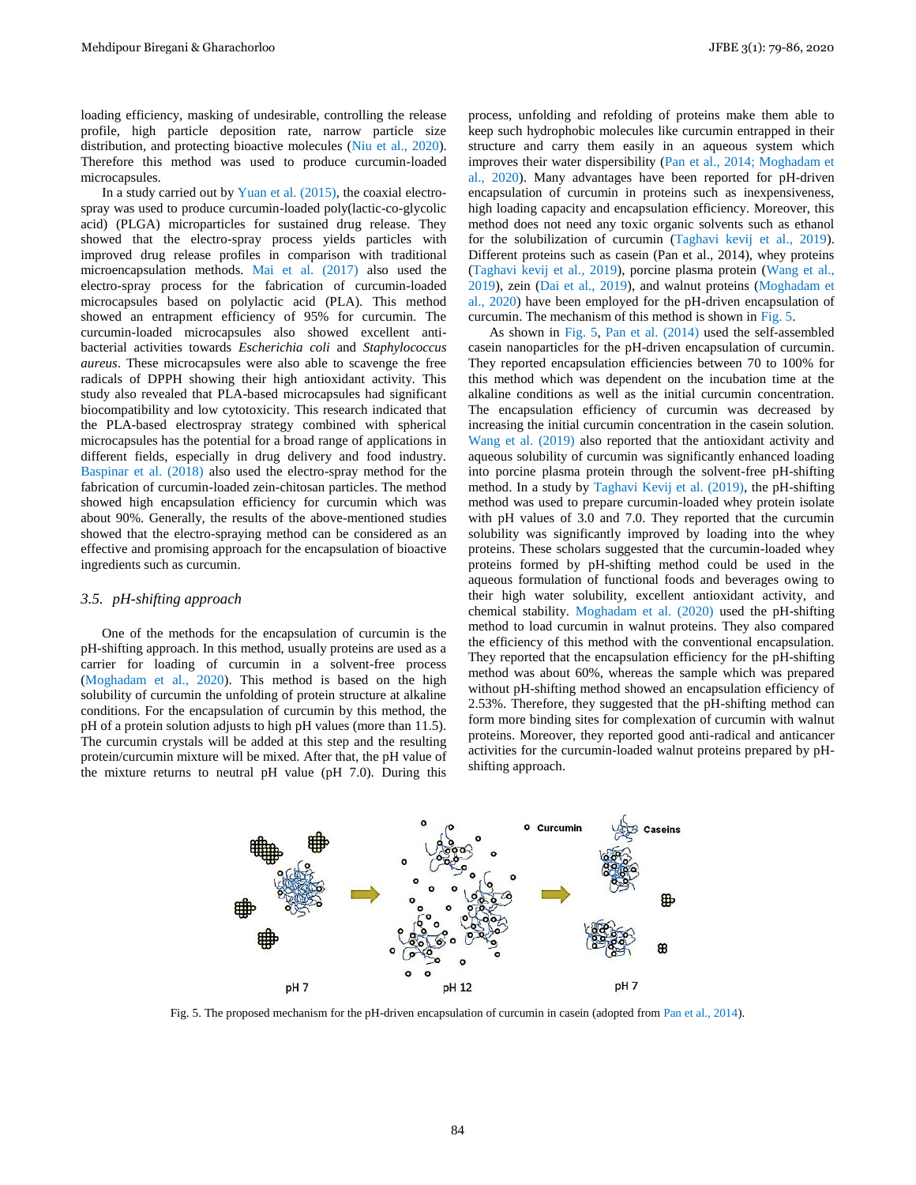loading efficiency, masking of undesirable, controlling the release profile, high particle deposition rate, narrow particle size distribution, and protecting bioactive molecules (Niu et al., 2020). Therefore this method was used to produce curcumin-loaded microcapsules.

In a study carried out by Yuan et al. (2015), the coaxial electro-spray was used to produce curcumin-loaded poly(lactic-co-glycolic acid) (PLGA) microparticles for sustained drug release. They showed that the electro-spray process yields particles with improved drug release profiles in comparison with traditional microencapsulation methods. Mai et al. (2017) also used the electro-spray process for the fabrication of curcumin-loaded microcapsules based on polylactic acid (PLA). This method showed an entrapment efficiency of 95% for curcumin. The curcumin-loaded microcapsules also showed excellent anti-bacterial activities towards *Escherichia coli* and *Staphylococcus aureus*. These microcapsules were also able to scavenge the free radicals of DPPH showing their high antioxidant activity. This study also revealed that PLA-based microcapsules had significant biocompatibility and low cytotoxicity. This research indicated that the PLA-based electrospray strategy combined with spherical microcapsules has the potential for a broad range of applications in different fields, especially in drug delivery and food industry. Baspinar et al. (2018) also used the electro-spray method for the fabrication of curcumin-loaded zein-chitosan particles. The method showed high encapsulation efficiency for curcumin which was about 90%. Generally, the results of the above-mentioned studies showed that the electro-spraying method can be considered as an effective and promising approach for the encapsulation of bioactive ingredients such as curcumin.

### *3.5. pH-shifting approach*

One of the methods for the encapsulation of curcumin is the pH-shifting approach. In this method, usually proteins are used as a carrier for loading of curcumin in a solvent-free process (Moghadam et al., 2020). This method is based on the high solubility of curcumin the unfolding of protein structure at alkaline conditions. For the encapsulation of curcumin by this method, the pH of a protein solution adjusts to high pH values (more than 11.5). The curcumin crystals will be added at this step and the resulting protein/curcumin mixture will be mixed. After that, the pH value of the mixture returns to neutral pH value (pH 7.0). During this process, unfolding and refolding of proteins make them able to keep such hydrophobic molecules like curcumin entrapped in their structure and carry them easily in an aqueous system which improves their water dispersibility (Pan et al., 2014; Moghadam et al., 2020). Many advantages have been reported for pH-driven encapsulation of curcumin in proteins such as inexpensiveness, high loading capacity and encapsulation efficiency. Moreover, this method does not need any toxic organic solvents such as ethanol for the solubilization of curcumin (Taghavi kevij et al., 2019). Different proteins such as casein (Pan et al., 2014), whey proteins (Taghavi kevij et al., 2019), porcine plasma protein (Wang et al., 2019), zein (Dai et al., 2019), and walnut proteins (Moghadam et al., 2020) have been employed for the pH-driven encapsulation of curcumin. The mechanism of this method is shown in Fig. 5.

As shown in Fig. 5, Pan et al. (2014) used the self-assembled casein nanoparticles for the pH-driven encapsulation of curcumin. They reported encapsulation efficiencies between 70 to 100% for this method which was dependent on the incubation time at the alkaline conditions as well as the initial curcumin concentration. The encapsulation efficiency of curcumin was decreased by increasing the initial curcumin concentration in the casein solution. Wang et al. (2019) also reported that the antioxidant activity and aqueous solubility of curcumin was significantly enhanced loading into porcine plasma protein through the solvent-free pH-shifting method. In a study by Taghavi Kevij et al. (2019), the pH-shifting method was used to prepare curcumin-loaded whey protein isolate with pH values of 3.0 and 7.0. They reported that the curcumin solubility was significantly improved by loading into the whey proteins. These scholars suggested that the curcumin-loaded whey proteins formed by pH-shifting method could be used in the aqueous formulation of functional foods and beverages owing to their high water solubility, excellent antioxidant activity, and chemical stability. Moghadam et al. (2020) used the pH-shifting method to load curcumin in walnut proteins. They also compared the efficiency of this method with the conventional encapsulation. They reported that the encapsulation efficiency for the pH-shifting method was about 60%, whereas the sample which was prepared without pH-shifting method showed an encapsulation efficiency of 2.53%. Therefore, they suggested that the pH-shifting method can form more binding sites for complexation of curcumin with walnut proteins. Moreover, they reported good anti-radical and anticancer activities for the curcumin-loaded walnut proteins prepared by pH-shifting approach.

Fig. 5. The proposed mechanism for the pH-driven encapsulation of curcumin in casein (adopted from Pan et al., 2014).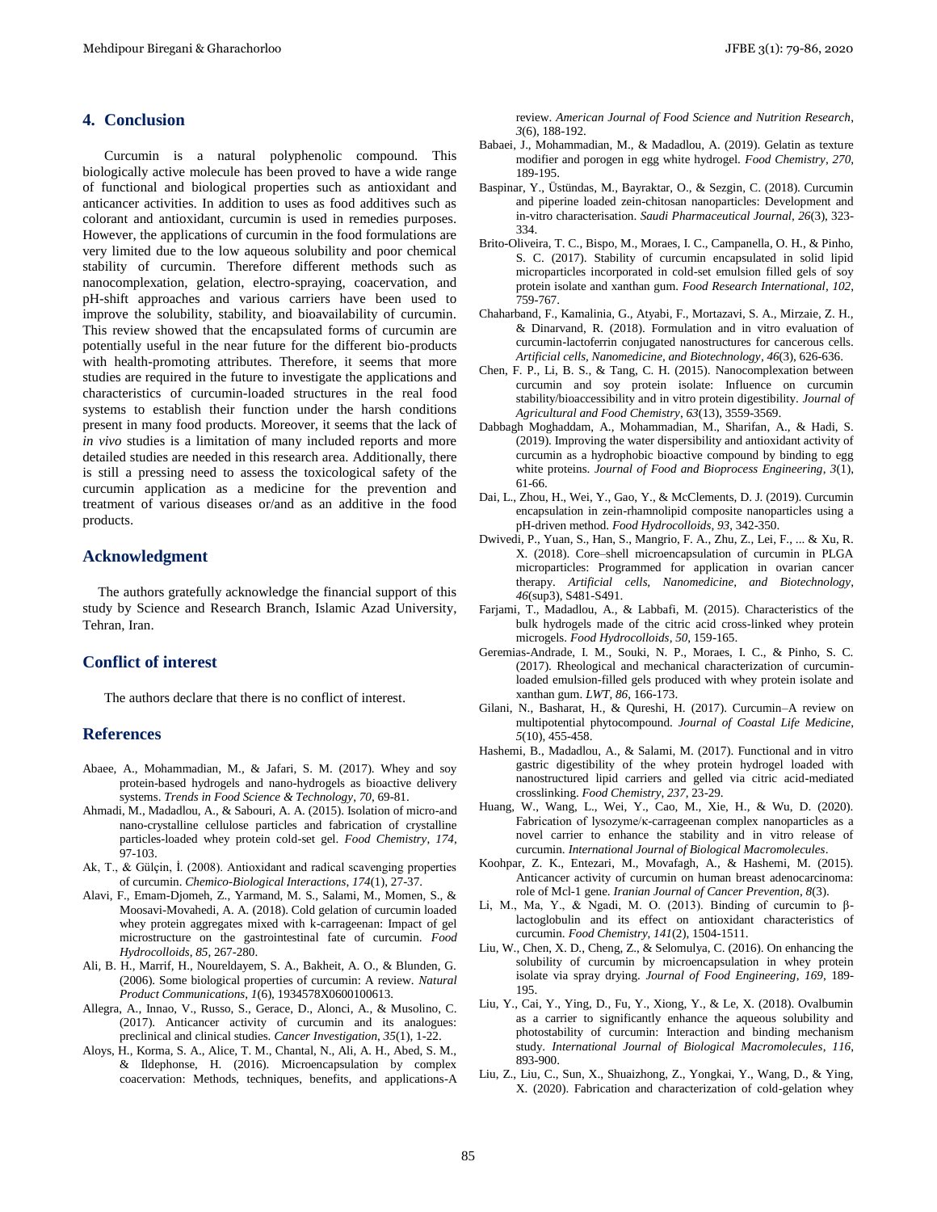## 4. Conclusion

Curcumin is a natural polyphenolic compound. This biologically active molecule has been proved to have a wide range of functional and biological properties such as antioxidant and anticancer activities. In addition to uses as food additives such as colorant and antioxidant, curcumin is used in remedies purposes. However, the applications of curcumin in the food formulations are very limited due to the low aqueous solubility and poor chemical stability of curcumin. Therefore different methods such as nanocomplexation, gelation, electro-spraying, coacervation, and pH-shift approaches and various carriers have been used to improve the solubility, stability, and bioavailability of curcumin. This review showed that the encapsulated forms of curcumin are potentially useful in the near future for the different bio-products with health-promoting attributes. Therefore, it seems that more studies are required in the future to investigate the applications and characteristics of curcumin-loaded structures in the real food systems to establish their function under the harsh conditions present in many food products. Moreover, it seems that the lack of *in vivo* studies is a limitation of many included reports and more detailed studies are needed in this research area. Additionally, there is still a pressing need to assess the toxicological safety of the curcumin application as a medicine for the prevention and treatment of various diseases or/and as an additive in the food products.

## Acknowledgment

The authors gratefully acknowledge the financial support of this study by Science and Research Branch, Islamic Azad University, Tehran, Iran.

## Conflict of interest

The authors declare that there is no conflict of interest.

## References

Abaee, A., Mohammadian, M., & Jafari, S. M. (2017). Whey and soy protein-based hydrogels and nano-hydrogels as bioactive delivery systems. *Trends in Food Science & Technology*, *70*, 69-81.

Ahmadi, M., Madadlou, A., & Sabouri, A. A. (2015). Isolation of micro-and nano-crystalline cellulose particles and fabrication of crystalline particles-loaded whey protein cold-set gel. *Food Chemistry*, *174*, 97-103.

Ak, T., & Gülçin, İ. (2008). Antioxidant and radical scavenging properties of curcumin. *Chemico-Biological Interactions*, *174*(1), 27-37.

Alavi, F., Emam-Djomeh, Z., Yarmand, M. S., Salami, M., Momen, S., & Moosavi-Movahedi, A. A. (2018). Cold gelation of curcumin loaded whey protein aggregates mixed with k-carrageenan: Impact of gel microstructure on the gastrointestinal fate of curcumin. *Food Hydrocolloids*, *85*, 267-280.

Ali, B. H., Marrif, H., Noureldayem, S. A., Bakheit, A. O., & Blunden, G. (2006). Some biological properties of curcumin: A review. *Natural Product Communications*, *1*(6), 1934578X0600100613.

Allegra, A., Innao, V., Russo, S., Gerace, D., Alonci, A., & Musolino, C. (2017). Anticancer activity of curcumin and its analogues: preclinical and clinical studies. *Cancer Investigation*, *35*(1), 1-22.

Aloys, H., Korma, S. A., Alice, T. M., Chantal, N., Ali, A. H., Abed, S. M., & Ildephonse, H. (2016). Microencapsulation by complex coacervation: Methods, techniques, benefits, and applications-A review. *American Journal of Food Science and Nutrition Research*, *3*(6), 188-192.

Babaei, J., Mohammadian, M., & Madadlou, A. (2019). Gelatin as texture modifier and porogen in egg white hydrogel. *Food Chemistry*, *270*, 189-195.

Baspinar, Y., Üstündas, M., Bayraktar, O., & Sezgin, C. (2018). Curcumin and piperine loaded zein-chitosan nanoparticles: Development and in-vitro characterisation. *Saudi Pharmaceutical Journal*, *26*(3), 323-334.

Brito-Oliveira, T. C., Bispo, M., Moraes, I. C., Campanella, O. H., & Pinho, S. C. (2017). Stability of curcumin encapsulated in solid lipid microparticles incorporated in cold-set emulsion filled gels of soy protein isolate and xanthan gum. *Food Research International*, *102*, 759-767.

Chaharband, F., Kamalinia, G., Atyabi, F., Mortazavi, S. A., Mirzaie, Z. H., & Dinarvand, R. (2018). Formulation and in vitro evaluation of curcumin-lactoferrin conjugated nanostructures for cancerous cells. *Artificial cells, Nanomedicine, and Biotechnology*, *46*(3), 626-636.

Chen, F. P., Li, B. S., & Tang, C. H. (2015). Nanocomplexation between curcumin and soy protein isolate: Influence on curcumin stability/bioaccessibility and in vitro protein digestibility. *Journal of Agricultural and Food Chemistry*, *63*(13), 3559-3569.

Dabbagh Moghaddam, A., Mohammadian, M., Sharifan, A., & Hadi, S. (2019). Improving the water dispersibility and antioxidant activity of curcumin as a hydrophobic bioactive compound by binding to egg white proteins. *Journal of Food and Bioprocess Engineering*, *3*(1), 61-66.

Dai, L., Zhou, H., Wei, Y., Gao, Y., & McClements, D. J. (2019). Curcumin encapsulation in zein-rhamnolipid composite nanoparticles using a pH-driven method. *Food Hydrocolloids*, *93*, 342-350.

Dwivedi, P., Yuan, S., Han, S., Mangrio, F. A., Zhu, Z., Lei, F., ... & Xu, R. X. (2018). Core–shell microencapsulation of curcumin in PLGA microparticles: Programmed for application in ovarian cancer therapy. *Artificial cells, Nanomedicine, and Biotechnology*, *46*(sup3), S481-S491.

Farjami, T., Madadlou, A., & Labbafi, M. (2015). Characteristics of the bulk hydrogels made of the citric acid cross-linked whey protein microgels. *Food Hydrocolloids*, *50*, 159-165.

Geremias-Andrade, I. M., Souki, N. P., Moraes, I. C., & Pinho, S. C. (2017). Rheological and mechanical characterization of curcumin-loaded emulsion-filled gels produced with whey protein isolate and xanthan gum. *LWT*, *86*, 166-173.

Gilani, N., Basharat, H., & Qureshi, H. (2017). Curcumin–A review on multipotential phytocompound. *Journal of Coastal Life Medicine*, *5*(10), 455-458.

Hashemi, B., Madadlou, A., & Salami, M. (2017). Functional and in vitro gastric digestibility of the whey protein hydrogel loaded with nanostructured lipid carriers and gelled via citric acid-mediated crosslinking. *Food Chemistry*, *237*, 23-29.

Huang, W., Wang, L., Wei, Y., Cao, M., Xie, H., & Wu, D. (2020). Fabrication of lysozyme/κ-carrageenan complex nanoparticles as a novel carrier to enhance the stability and in vitro release of curcumin. *International Journal of Biological Macromolecules*.

Koohpar, Z. K., Entezari, M., Movafagh, A., & Hashemi, M. (2015). Anticancer activity of curcumin on human breast adenocarcinoma: role of Mcl-1 gene. *Iranian Journal of Cancer Prevention*, *8*(3).

Li, M., Ma, Y., & Ngadi, M. O. (2013). Binding of curcumin to β-lactoglobulin and its effect on antioxidant characteristics of curcumin. *Food Chemistry*, *141*(2), 1504-1511.

Liu, W., Chen, X. D., Cheng, Z., & Selomulya, C. (2016). On enhancing the solubility of curcumin by microencapsulation in whey protein isolate via spray drying. *Journal of Food Engineering*, *169*, 189-195.

Liu, Y., Cai, Y., Ying, D., Fu, Y., Xiong, Y., & Le, X. (2018). Ovalbumin as a carrier to significantly enhance the aqueous solubility and photostability of curcumin: Interaction and binding mechanism study. *International Journal of Biological Macromolecules*, *116*, 893-900.

Liu, Z., Liu, C., Sun, X., Shuaizhong, Z., Yongkai, Y., Wang, D., & Ying, X. (2020). Fabrication and characterization of cold-gelation whey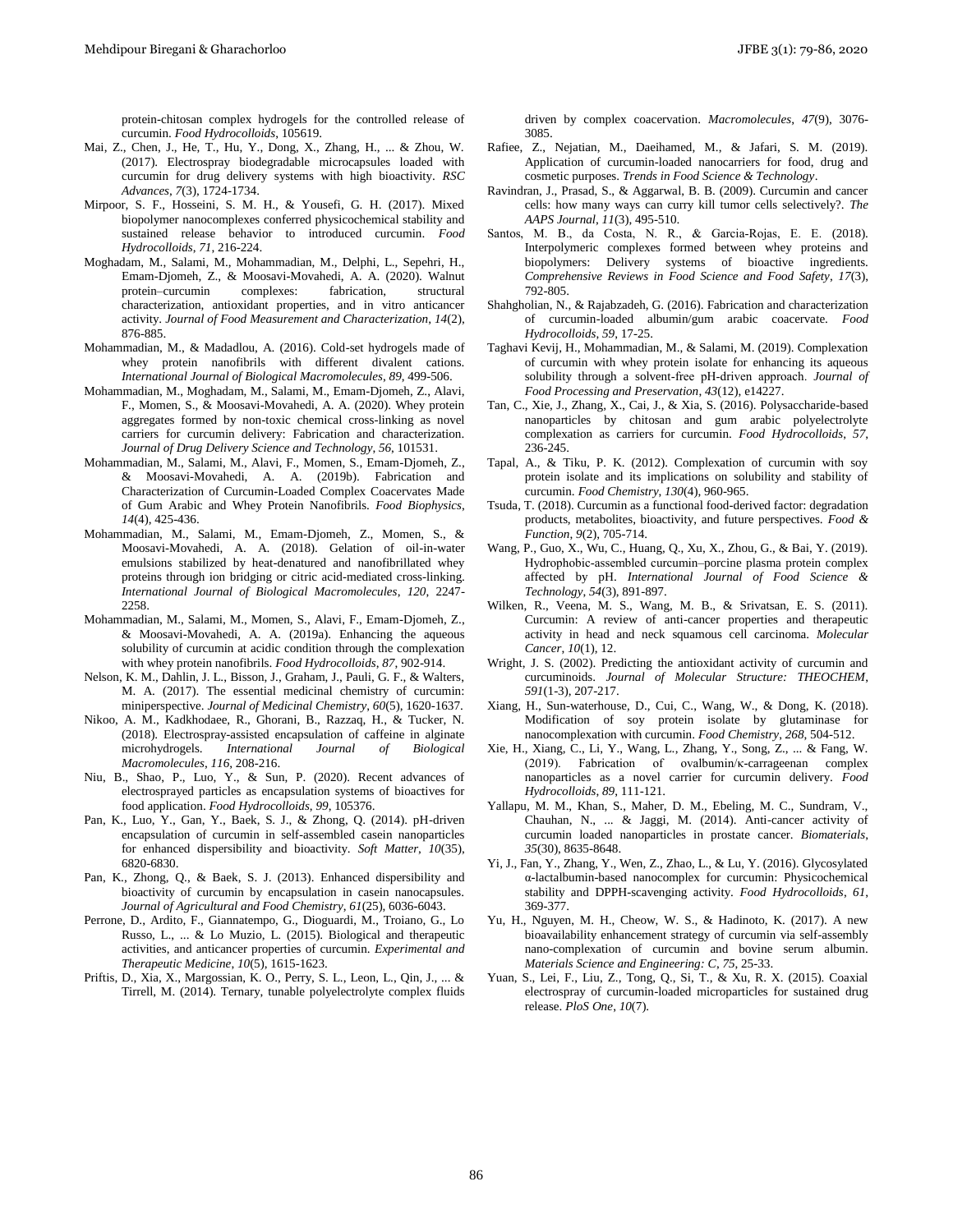protein-chitosan complex hydrogels for the controlled release of curcumin. *Food Hydrocolloids*, 105619.

Mai, Z., Chen, J., He, T., Hu, Y., Dong, X., Zhang, H., ... & Zhou, W. (2017). Electrospray biodegradable microcapsules loaded with curcumin for drug delivery systems with high bioactivity. *RSC Advances*, *7*(3), 1724-1734.

Mirpoor, S. F., Hosseini, S. M. H., & Yousefi, G. H. (2017). Mixed biopolymer nanocomplexes conferred physicochemical stability and sustained release behavior to introduced curcumin. *Food Hydrocolloids*, *71*, 216-224.

Moghadam, M., Salami, M., Mohammadian, M., Delphi, L., Sepehri, H., Emam-Djomeh, Z., & Moosavi-Movahedi, A. A. (2020). Walnut protein–curcumin complexes: fabrication, structural characterization, antioxidant properties, and in vitro anticancer activity. *Journal of Food Measurement and Characterization*, *14*(2), 876-885.

Mohammadian, M., & Madadlou, A. (2016). Cold-set hydrogels made of whey protein nanofibrils with different divalent cations. *International Journal of Biological Macromolecules*, *89*, 499-506.

Mohammadian, M., Moghadam, M., Salami, M., Emam-Djomeh, Z., Alavi, F., Momen, S., & Moosavi-Movahedi, A. A. (2020). Whey protein aggregates formed by non-toxic chemical cross-linking as novel carriers for curcumin delivery: Fabrication and characterization. *Journal of Drug Delivery Science and Technology*, *56*, 101531.

Mohammadian, M., Salami, M., Alavi, F., Momen, S., Emam-Djomeh, Z., & Moosavi-Movahedi, A. A. (2019b). Fabrication and Characterization of Curcumin-Loaded Complex Coacervates Made of Gum Arabic and Whey Protein Nanofibrils. *Food Biophysics*, *14*(4), 425-436.

Mohammadian, M., Salami, M., Emam-Djomeh, Z., Momen, S., & Moosavi-Movahedi, A. A. (2018). Gelation of oil-in-water emulsions stabilized by heat-denatured and nanofibrillated whey proteins through ion bridging or citric acid-mediated cross-linking. *International Journal of Biological Macromolecules*, *120*, 2247-2258.

Mohammadian, M., Salami, M., Momen, S., Alavi, F., Emam-Djomeh, Z., & Moosavi-Movahedi, A. A. (2019a). Enhancing the aqueous solubility of curcumin at acidic condition through the complexation with whey protein nanofibrils. *Food Hydrocolloids*, *87*, 902-914.

Nelson, K. M., Dahlin, J. L., Bisson, J., Graham, J., Pauli, G. F., & Walters, M. A. (2017). The essential medicinal chemistry of curcumin: miniperspective. *Journal of Medicinal Chemistry*, *60*(5), 1620-1637.

Nikoo, A. M., Kadkhodaee, R., Ghorani, B., Razzaq, H., & Tucker, N. (2018). Electrospray-assisted encapsulation of caffeine in alginate microhydrogels. *International Journal of Biological Macromolecules*, *116*, 208-216.

Niu, B., Shao, P., Luo, Y., & Sun, P. (2020). Recent advances of electrosprayed particles as encapsulation systems of bioactives for food application. *Food Hydrocolloids, 99*, 105376.

Pan, K., Luo, Y., Gan, Y., Baek, S. J., & Zhong, Q. (2014). pH-driven encapsulation of curcumin in self-assembled casein nanoparticles for enhanced dispersibility and bioactivity. *Soft Matter*, *10*(35), 6820-6830.

Pan, K., Zhong, Q., & Baek, S. J. (2013). Enhanced dispersibility and bioactivity of curcumin by encapsulation in casein nanocapsules. *Journal of Agricultural and Food Chemistry*, *61*(25), 6036-6043.

Perrone, D., Ardito, F., Giannatempo, G., Dioguardi, M., Troiano, G., Lo Russo, L., ... & Lo Muzio, L. (2015). Biological and therapeutic activities, and anticancer properties of curcumin. *Experimental and Therapeutic Medicine*, *10*(5), 1615-1623.

Priftis, D., Xia, X., Margossian, K. O., Perry, S. L., Leon, L., Qin, J., ... & Tirrell, M. (2014). Ternary, tunable polyelectrolyte complex fluids driven by complex coacervation. *Macromolecules*, *47*(9), 3076-3085.

Rafiee, Z., Nejatian, M., Daeihamed, M., & Jafari, S. M. (2019). Application of curcumin-loaded nanocarriers for food, drug and cosmetic purposes. *Trends in Food Science & Technology*.

Ravindran, J., Prasad, S., & Aggarwal, B. B. (2009). Curcumin and cancer cells: how many ways can curry kill tumor cells selectively?. *The AAPS Journal*, *11*(3), 495-510.

Santos, M. B., da Costa, N. R., & Garcia-Rojas, E. E. (2018). Interpolymeric complexes formed between whey proteins and biopolymers: Delivery systems of bioactive ingredients. *Comprehensive Reviews in Food Science and Food Safety*, *17*(3), 792-805.

Shahgholian, N., & Rajabzadeh, G. (2016). Fabrication and characterization of curcumin-loaded albumin/gum arabic coacervate. *Food Hydrocolloids, 59*, 17-25.

Taghavi Kevij, H., Mohammadian, M., & Salami, M. (2019). Complexation of curcumin with whey protein isolate for enhancing its aqueous solubility through a solvent-free pH-driven approach. *Journal of Food Processing and Preservation*, *43*(12), e14227.

Tan, C., Xie, J., Zhang, X., Cai, J., & Xia, S. (2016). Polysaccharide-based nanoparticles by chitosan and gum arabic polyelectrolyte complexation as carriers for curcumin. *Food Hydrocolloids*, *57*, 236-245.

Tapal, A., & Tiku, P. K. (2012). Complexation of curcumin with soy protein isolate and its implications on solubility and stability of curcumin. *Food Chemistry*, *130*(4), 960-965.

Tsuda, T. (2018). Curcumin as a functional food-derived factor: degradation products, metabolites, bioactivity, and future perspectives. *Food & Function*, *9*(2), 705-714.

Wang, P., Guo, X., Wu, C., Huang, Q., Xu, X., Zhou, G., & Bai, Y. (2019). Hydrophobic-assembled curcumin–porcine plasma protein complex affected by pH. *International Journal of Food Science & Technology*, *54*(3), 891-897.

Wilken, R., Veena, M. S., Wang, M. B., & Srivatsan, E. S. (2011). Curcumin: A review of anti-cancer properties and therapeutic activity in head and neck squamous cell carcinoma. *Molecular Cancer*, *10*(1), 12.

Wright, J. S. (2002). Predicting the antioxidant activity of curcumin and curcuminoids. *Journal of Molecular Structure: THEOCHEM*, *591*(1-3), 207-217.

Xiang, H., Sun-waterhouse, D., Cui, C., Wang, W., & Dong, K. (2018). Modification of soy protein isolate by glutaminase for nanocomplexation with curcumin. *Food Chemistry*, *268*, 504-512.

Xie, H., Xiang, C., Li, Y., Wang, L., Zhang, Y., Song, Z., ... & Fang, W. (2019). Fabrication of ovalbumin/κ-carrageenan complex nanoparticles as a novel carrier for curcumin delivery. *Food Hydrocolloids*, *89*, 111-121.

Yallapu, M. M., Khan, S., Maher, D. M., Ebeling, M. C., Sundram, V., Chauhan, N., ... & Jaggi, M. (2014). Anti-cancer activity of curcumin loaded nanoparticles in prostate cancer. *Biomaterials*, *35*(30), 8635-8648.

Yi, J., Fan, Y., Zhang, Y., Wen, Z., Zhao, L., & Lu, Y. (2016). Glycosylated α-lactalbumin-based nanocomplex for curcumin: Physicochemical stability and DPPH-scavenging activity. *Food Hydrocolloids*, *61*, 369-377.

Yu, H., Nguyen, M. H., Cheow, W. S., & Hadinoto, K. (2017). A new bioavailability enhancement strategy of curcumin via self-assembly nano-complexation of curcumin and bovine serum albumin. *Materials Science and Engineering: C*, *75*, 25-33.

Yuan, S., Lei, F., Liu, Z., Tong, Q., Si, T., & Xu, R. X. (2015). Coaxial electrospray of curcumin-loaded microparticles for sustained drug release. *PloS One*, *10*(7).